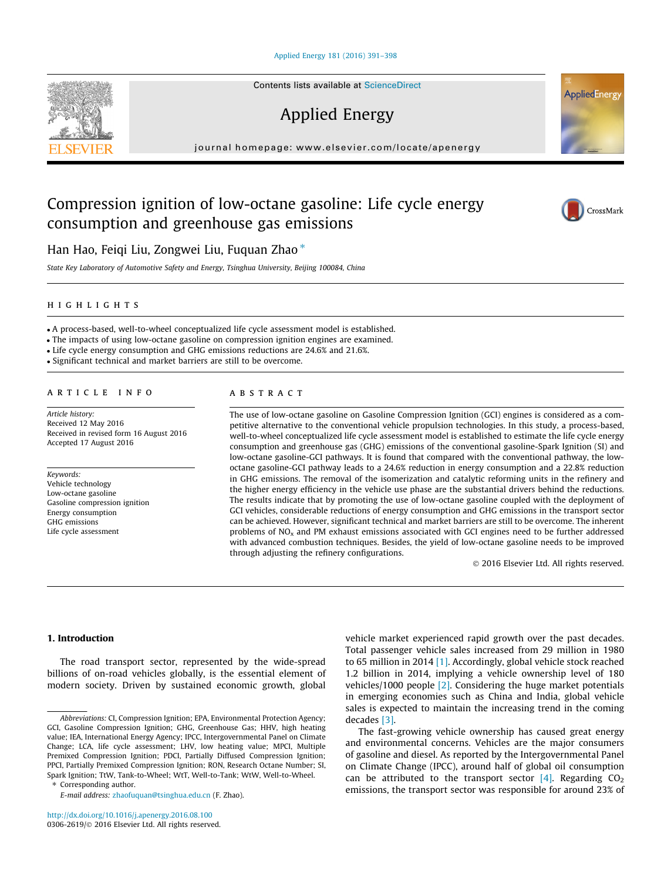# Compression ignition of low-octane gasoline: Life cycle energy consumption and greenhouse gas emissions

Han Hao, Feiqi Liu, Zongwei Liu, Fuquan Zhao *

*State Key Laboratory of Automotive Safety and Energy, Tsinghua University, Beijing 100084, China*

## HIGHLIGHTS

- A process-based, well-to-wheel conceptualized life cycle assessment model is established.
- The impacts of using low-octane gasoline on compression ignition engines are examined.
- Life cycle energy consumption and GHG emissions reductions are 24.6% and 21.6%.
- Significant technical and market barriers are still to be overcome.

## ARTICLE INFO

*Article history:*
Received 12 May 2016
Received in revised form 16 August 2016
Accepted 17 August 2016

*Keywords:*
Vehicle technology
Low-octane gasoline
Gasoline compression ignition
Energy consumption
GHG emissions
Life cycle assessment

## ABSTRACT

The use of low-octane gasoline on Gasoline Compression Ignition (GCI) engines is considered as a competitive alternative to the conventional vehicle propulsion technologies. In this study, a process-based, well-to-wheel conceptualized life cycle assessment model is established to estimate the life cycle energy consumption and greenhouse gas (GHG) emissions of the conventional gasoline-Spark Ignition (SI) and low-octane gasoline-GCI pathways. It is found that compared with the conventional pathway, the low-octane gasoline-GCI pathway leads to a 24.6% reduction in energy consumption and a 22.8% reduction in GHG emissions. The removal of the isomerization and catalytic reforming units in the refinery and the higher energy efficiency in the vehicle use phase are the substantial drivers behind the reductions. The results indicate that by promoting the use of low-octane gasoline coupled with the deployment of GCI vehicles, considerable reductions of energy consumption and GHG emissions in the transport sector can be achieved. However, significant technical and market barriers are still to be overcome. The inherent problems of $NO_x$ and PM exhaust emissions associated with GCI engines need to be further addressed with advanced combustion techniques. Besides, the yield of low-octane gasoline needs to be improved through adjusting the refinery configurations.

© 2016 Elsevier Ltd. All rights reserved.

## 1. Introduction

The road transport sector, represented by the wide-spread billions of on-road vehicles globally, is the essential element of modern society. Driven by sustained economic growth, global vehicle market experienced rapid growth over the past decades. Total passenger vehicle sales increased from 29 million in 1980 to 65 million in 2014 [1]. Accordingly, global vehicle stock reached 1.2 billion in 2014, implying a vehicle ownership level of 180 vehicles/1000 people [2]. Considering the huge market potentials in emerging economies such as China and India, global vehicle sales is expected to maintain the increasing trend in the coming decades [3].

The fast-growing vehicle ownership has caused great energy and environmental concerns. Vehicles are the major consumers of gasoline and diesel. As reported by the Intergovernmental Panel on Climate Change (IPCC), around half of global oil consumption can be attributed to the transport sector [4]. Regarding $CO_2$ emissions, the transport sector was responsible for around 23% of

---

*Abbreviations:* CI, Compression Ignition; EPA, Environmental Protection Agency; GCI, Gasoline Compression Ignition; GHG, Greenhouse Gas; HHV, high heating value; IEA, International Energy Agency; IPCC, Intergovernmental Panel on Climate Change; LCA, life cycle assessment; LHV, low heating value; MPCI, Multiple Premixed Compression Ignition; PDCI, Partially Diffused Compression Ignition; PPCI, Partially Premixed Compression Ignition; RON, Research Octane Number; SI, Spark Ignition; TtW, Tank-to-Wheel; WtT, Well-to-Tank; WtW, Well-to-Wheel.

* Corresponding author.
E-mail address: zhaofuquan@tsinghua.edu.cn (F. Zhao).

http://dx.doi.org/10.1016/j.apenergy.2016.08.100
0306-2619/© 2016 Elsevier Ltd. All rights reserved.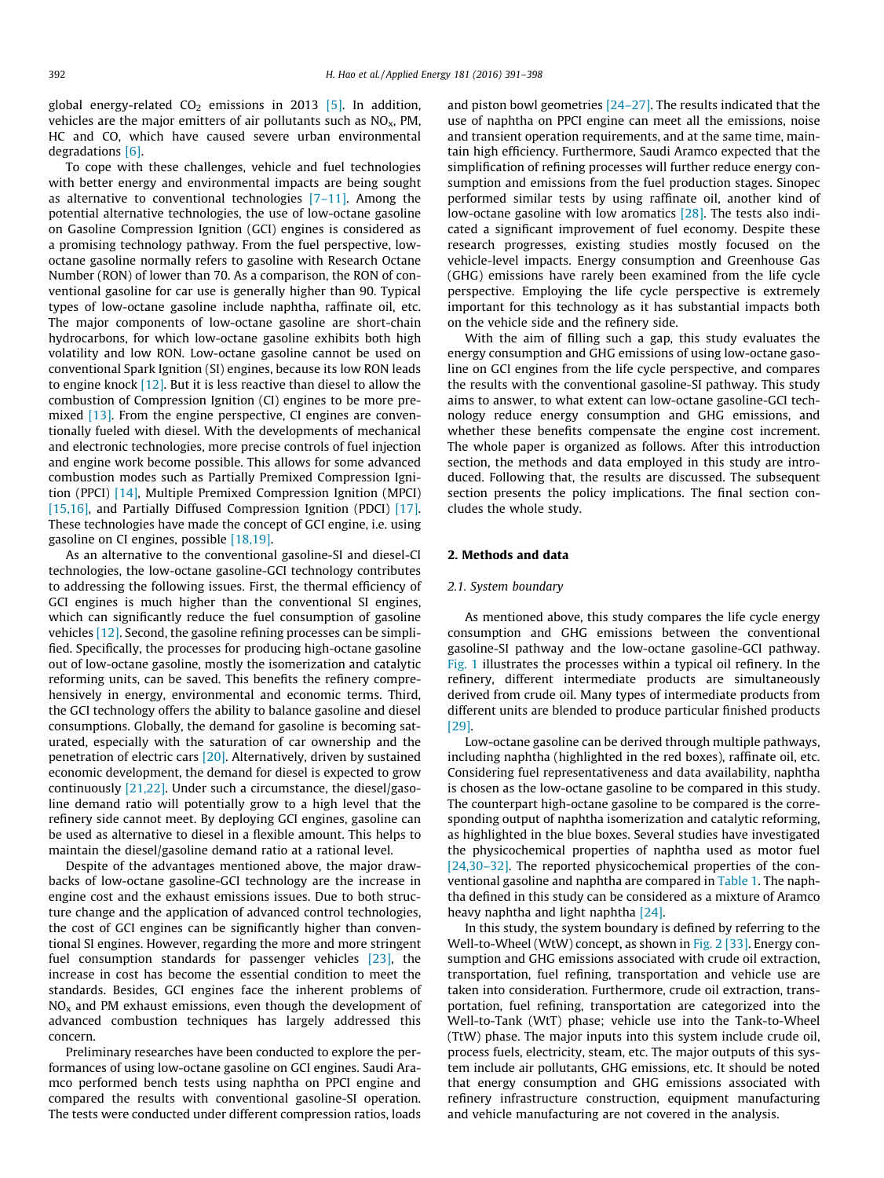global energy-related $CO_2$ emissions in 2013 [5]. In addition, vehicles are the major emitters of air pollutants such as $NO_x$, PM, HC and CO, which have caused severe urban environmental degradations [6].

To cope with these challenges, vehicle and fuel technologies with better energy and environmental impacts are being sought as alternative to conventional technologies [7–11]. Among the potential alternative technologies, the use of low-octane gasoline on Gasoline Compression Ignition (GCI) engines is considered as a promising technology pathway. From the fuel perspective, low-octane gasoline normally refers to gasoline with Research Octane Number (RON) of lower than 70. As a comparison, the RON of conventional gasoline for car use is generally higher than 90. Typical types of low-octane gasoline include naphtha, raffinate oil, etc. The major components of low-octane gasoline are short-chain hydrocarbons, for which low-octane gasoline exhibits both high volatility and low RON. Low-octane gasoline cannot be used on conventional Spark Ignition (SI) engines, because its low RON leads to engine knock [12]. But it is less reactive than diesel to allow the combustion of Compression Ignition (CI) engines to be more premixed [13]. From the engine perspective, CI engines are conventionally fueled with diesel. With the developments of mechanical and electronic technologies, more precise controls of fuel injection and engine work become possible. This allows for some advanced combustion modes such as Partially Premixed Compression Ignition (PPCI) [14], Multiple Premixed Compression Ignition (MPCI) [15,16], and Partially Diffused Compression Ignition (PDCI) [17]. These technologies have made the concept of GCI engine, i.e. using gasoline on CI engines, possible [18,19].

As an alternative to the conventional gasoline-SI and diesel-CI technologies, the low-octane gasoline-GCI technology contributes to addressing the following issues. First, the thermal efficiency of GCI engines is much higher than the conventional SI engines, which can significantly reduce the fuel consumption of gasoline vehicles [12]. Second, the gasoline refining processes can be simplified. Specifically, the processes for producing high-octane gasoline out of low-octane gasoline, mostly the isomerization and catalytic reforming units, can be saved. This benefits the refinery comprehensively in energy, environmental and economic terms. Third, the GCI technology offers the ability to balance gasoline and diesel consumptions. Globally, the demand for gasoline is becoming saturated, especially with the saturation of car ownership and the penetration of electric cars [20]. Alternatively, driven by sustained economic development, the demand for diesel is expected to grow continuously [21,22]. Under such a circumstance, the diesel/gasoline demand ratio will potentially grow to a high level that the refinery side cannot meet. By deploying GCI engines, gasoline can be used as alternative to diesel in a flexible amount. This helps to maintain the diesel/gasoline demand ratio at a rational level.

Despite of the advantages mentioned above, the major drawbacks of low-octane gasoline-GCI technology are the increase in engine cost and the exhaust emissions issues. Due to both structure change and the application of advanced control technologies, the cost of GCI engines can be significantly higher than conventional SI engines. However, regarding the more and more stringent fuel consumption standards for passenger vehicles [23], the increase in cost has become the essential condition to meet the standards. Besides, GCI engines face the inherent problems of $NO_x$ and PM exhaust emissions, even though the development of advanced combustion techniques has largely addressed this concern.

Preliminary researches have been conducted to explore the performances of using low-octane gasoline on GCI engines. Saudi Aramco performed bench tests using naphtha on PPCI engine and compared the results with conventional gasoline-SI operation. The tests were conducted under different compression ratios, loads and piston bowl geometries [24–27]. The results indicated that the use of naphtha on PPCI engine can meet all the emissions, noise and transient operation requirements, and at the same time, maintain high efficiency. Furthermore, Saudi Aramco expected that the simplification of refining processes will further reduce energy consumption and emissions from the fuel production stages. Sinopec performed similar tests by using raffinate oil, another kind of low-octane gasoline with low aromatics [28]. The tests also indicated a significant improvement of fuel economy. Despite these research progresses, existing studies mostly focused on the vehicle-level impacts. Energy consumption and Greenhouse Gas (GHG) emissions have rarely been examined from the life cycle perspective. Employing the life cycle perspective is extremely important for this technology as it has substantial impacts both on the vehicle side and the refinery side.

With the aim of filling such a gap, this study evaluates the energy consumption and GHG emissions of using low-octane gasoline on GCI engines from the life cycle perspective, and compares the results with the conventional gasoline-SI pathway. This study aims to answer, to what extent can low-octane gasoline-GCI technology reduce energy consumption and GHG emissions, and whether these benefits compensate the engine cost increment. The whole paper is organized as follows. After this introduction section, the methods and data employed in this study are introduced. Following that, the results are discussed. The subsequent section presents the policy implications. The final section concludes the whole study.

## 2. Methods and data

### 2.1. System boundary

As mentioned above, this study compares the life cycle energy consumption and GHG emissions between the conventional gasoline-SI pathway and the low-octane gasoline-GCI pathway. Fig. 1 illustrates the processes within a typical oil refinery. In the refinery, different intermediate products are simultaneously derived from crude oil. Many types of intermediate products from different units are blended to produce particular finished products [29].

Low-octane gasoline can be derived through multiple pathways, including naphtha (highlighted in the red boxes), raffinate oil, etc. Considering fuel representativeness and data availability, naphtha is chosen as the low-octane gasoline to be compared in this study. The counterpart high-octane gasoline to be compared is the corresponding output of naphtha isomerization and catalytic reforming, as highlighted in the blue boxes. Several studies have investigated the physicochemical properties of naphtha used as motor fuel [24,30–32]. The reported physicochemical properties of the conventional gasoline and naphtha are compared in Table 1. The naphtha defined in this study can be considered as a mixture of Aramco heavy naphtha and light naphtha [24].

In this study, the system boundary is defined by referring to the Well-to-Wheel (WtW) concept, as shown in Fig. 2 [33]. Energy consumption and GHG emissions associated with crude oil extraction, transportation, fuel refining, transportation and vehicle use are taken into consideration. Furthermore, crude oil extraction, transportation, fuel refining, transportation are categorized into the Well-to-Tank (WtT) phase; vehicle use into the Tank-to-Wheel (TtW) phase. The major inputs into this system include crude oil, process fuels, electricity, steam, etc. The major outputs of this system include air pollutants, GHG emissions, etc. It should be noted that energy consumption and GHG emissions associated with refinery infrastructure construction, equipment manufacturing and vehicle manufacturing are not covered in the analysis.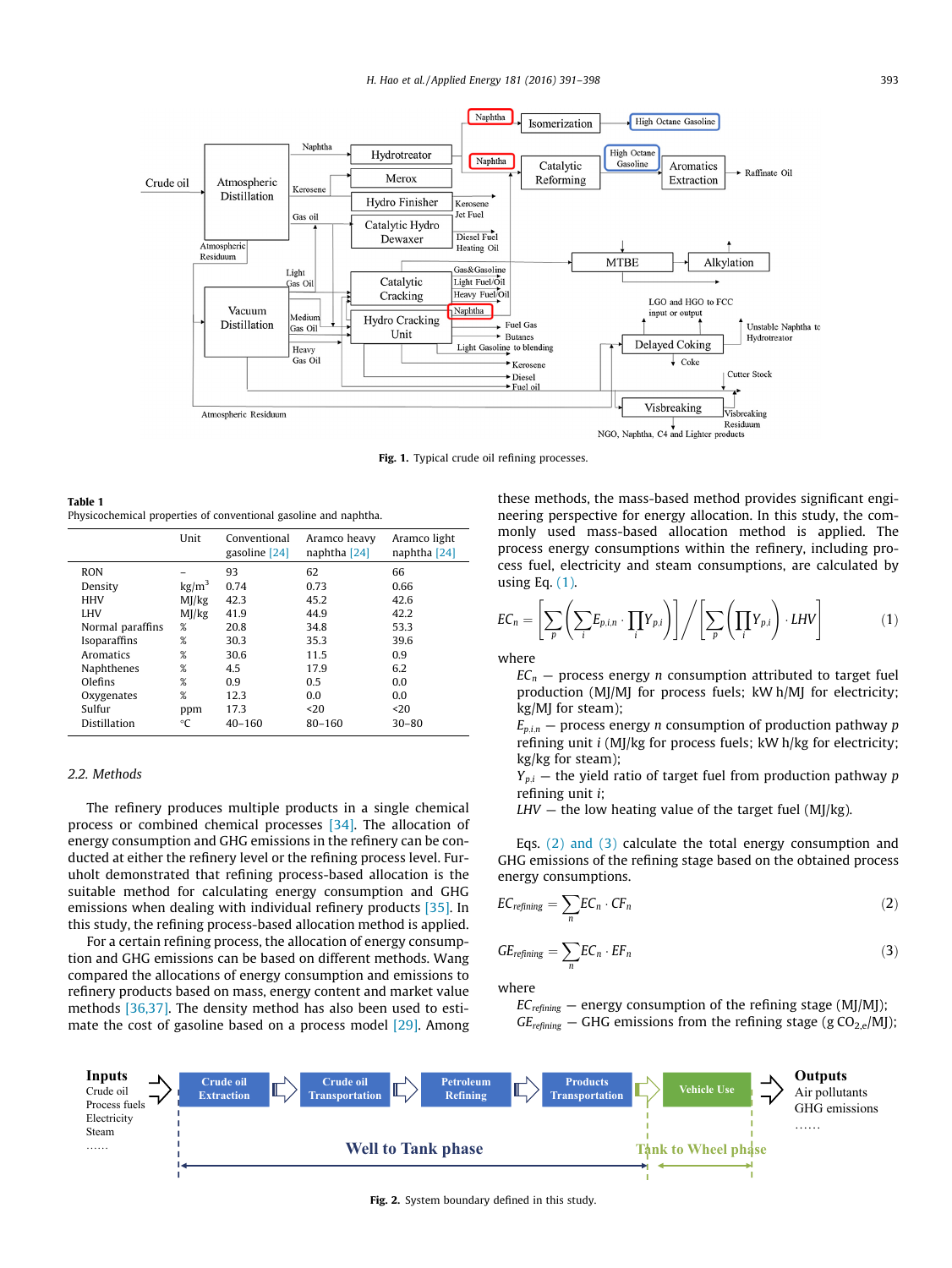Fig. 1. Typical crude oil refining processes.

**Table 1**
Physicochemical properties of conventional gasoline and naphtha.

| | Unit | Conventional gasoline [24] | Aramco heavy naphtha [24] | Aramco light naphtha [24] |
|---|---|---|---|---|
| RON | – | 93 | 62 | 66 |
| Density | kg/m$^3$ | 0.74 | 0.73 | 0.66 |
| HHV | MJ/kg | 42.3 | 45.2 | 42.6 |
| LHV | MJ/kg | 41.9 | 44.9 | 42.2 |
| Normal paraffins | % | 20.8 | 34.8 | 53.3 |
| Isoparaffins | % | 30.3 | 35.3 | 39.6 |
| Aromatics | % | 30.6 | 11.5 | 0.9 |
| Naphthenes | % | 4.5 | 17.9 | 6.2 |
| Olefins | % | 0.9 | 0.5 | 0.0 |
| Oxygenates | % | 12.3 | 0.0 | 0.0 |
| Sulfur | ppm | 17.3 | <20 | <20 |
| Distillation | °C | 40–160 | 80–160 | 30–80 |

### 2.2. Methods

The refinery produces multiple products in a single chemical process or combined chemical processes [34]. The allocation of energy consumption and GHG emissions in the refinery can be conducted at either the refinery level or the refining process level. Furuholt demonstrated that refining process-based allocation is the suitable method for calculating energy consumption and GHG emissions when dealing with individual refinery products [35]. In this study, the refining process-based allocation method is applied.

For a certain refining process, the allocation of energy consumption and GHG emissions can be based on different methods. Wang compared the allocations of energy consumption and emissions to refinery products based on mass, energy content and market value methods [36,37]. The density method has also been used to estimate the cost of gasoline based on a process model [29]. Among these methods, the mass-based method provides significant engineering perspective for energy allocation. In this study, the commonly used mass-based allocation method is applied. The process energy consumptions within the refinery, including process fuel, electricity and steam consumptions, are calculated by using Eq. (1).

$$EC_n = \left[\sum_p \left(\sum_i E_{p,i,n} \cdot \prod_i Y_{p,i}\right)\right] \Big/ \left[\sum_p \left(\prod_i Y_{p,i}\right) \cdot LHV\right] \quad (1)$$

where

$EC_n$ — process energy $n$ consumption attributed to target fuel production (MJ/MJ for process fuels; kW h/MJ for electricity; kg/MJ for steam);
$E_{p,i,n}$ — process energy $n$ consumption of production pathway $p$ refining unit $i$ (MJ/kg for process fuels; kW h/kg for electricity; kg/kg for steam);
$Y_{p,i}$ — the yield ratio of target fuel from production pathway $p$ refining unit $i$;
$LHV$ — the low heating value of the target fuel (MJ/kg).

Eqs. (2) and (3) calculate the total energy consumption and GHG emissions of the refining stage based on the obtained process energy consumptions.

$$EC_{refining} = \sum_n EC_n \cdot CF_n \quad (2)$$

$$GE_{refining} = \sum_n EC_n \cdot EF_n \quad (3)$$

where

$EC_{refining}$ — energy consumption of the refining stage (MJ/MJ);
$GE_{refining}$ — GHG emissions from the refining stage (g $CO_{2,e}$/MJ);

Fig. 2. System boundary defined in this study.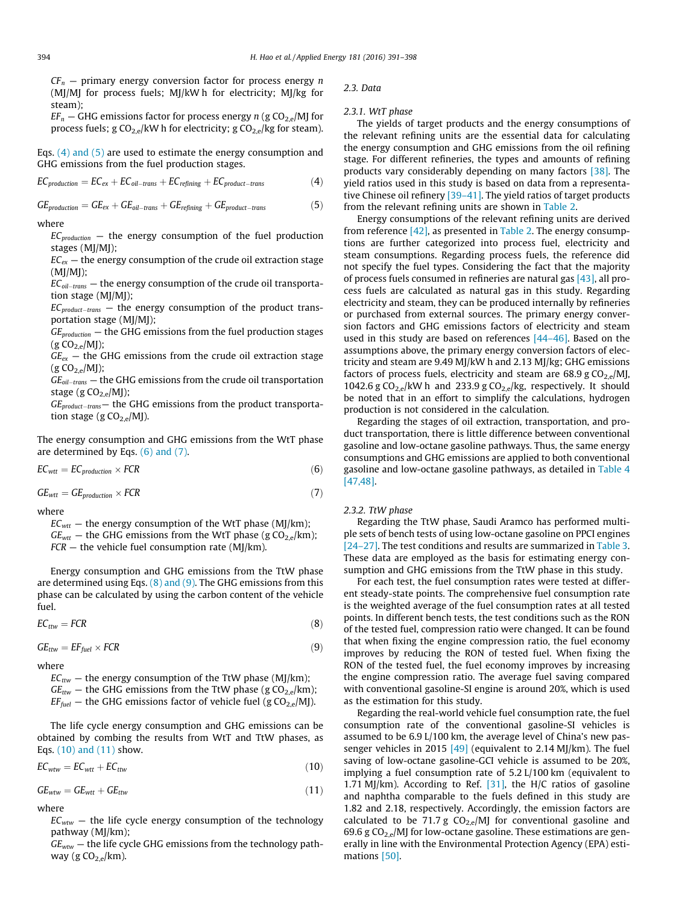$CF_n$ – primary energy conversion factor for process energy $n$ (MJ/MJ for process fuels; MJ/kW h for electricity; MJ/kg for steam);

$EF_n$ – GHG emissions factor for process energy $n$ (g $CO_{2,e}$/MJ for process fuels; g $CO_{2,e}$/kW h for electricity; g $CO_{2,e}$/kg for steam).

Eqs. (4) and (5) are used to estimate the energy consumption and GHG emissions from the fuel production stages.

$$EC_{production} = EC_{ex} + EC_{oil-trans} + EC_{refining} + EC_{product-trans} \tag{4}$$

$$GE_{production} = GE_{ex} + GE_{oil-trans} + GE_{refining} + GE_{product-trans} \tag{5}$$

where

$EC_{production}$ – the energy consumption of the fuel production stages (MJ/MJ);

$EC_{ex}$ – the energy consumption of the crude oil extraction stage (MJ/MJ);

$EC_{oil-trans}$ – the energy consumption of the crude oil transportation stage (MJ/MJ);

$EC_{product-trans}$ – the energy consumption of the product transportation stage (MJ/MJ);

$GE_{production}$ – the GHG emissions from the fuel production stages (g $CO_{2,e}$/MJ);

$GE_{ex}$ – the GHG emissions from the crude oil extraction stage (g $CO_{2,e}$/MJ);

$GE_{oil-trans}$ – the GHG emissions from the crude oil transportation stage (g $CO_{2,e}$/MJ);

$GE_{product-trans}$ – the GHG emissions from the product transportation stage (g $CO_{2,e}$/MJ).

The energy consumption and GHG emissions from the WtT phase are determined by Eqs. (6) and (7).

$$EC_{wtt} = EC_{production} \times FCR \tag{6}$$

$$GE_{wtt} = GE_{production} \times FCR \tag{7}$$

where

$EC_{wtt}$ – the energy consumption of the WtT phase (MJ/km);

$GE_{wtt}$ – the GHG emissions from the WtT phase (g $CO_{2,e}$/km);

$FCR$ – the vehicle fuel consumption rate (MJ/km).

Energy consumption and GHG emissions from the TtW phase are determined using Eqs. (8) and (9). The GHG emissions from this phase can be calculated by using the carbon content of the vehicle fuel.

$$EC_{ttw} = FCR \tag{8}$$

$$GE_{ttw} = EF_{fuel} \times FCR \tag{9}$$

where

$EC_{ttw}$ – the energy consumption of the TtW phase (MJ/km);

$GE_{ttw}$ – the GHG emissions from the TtW phase (g $CO_{2,e}$/km);

$EF_{fuel}$ – the GHG emissions factor of vehicle fuel (g $CO_{2,e}$/MJ).

The life cycle energy consumption and GHG emissions can be obtained by combing the results from WtT and TtW phases, as Eqs. (10) and (11) show.

$$EC_{wtw} = EC_{wtt} + EC_{ttw} \tag{10}$$

$$GE_{wtw} = GE_{wtt} + GE_{ttw} \tag{11}$$

where

$EC_{wtw}$ – the life cycle energy consumption of the technology pathway (MJ/km);

$GE_{wtw}$ – the life cycle GHG emissions from the technology pathway (g $CO_{2,e}$/km).

### 2.3. Data

#### 2.3.1. WtT phase

The yields of target products and the energy consumptions of the relevant refining units are the essential data for calculating the energy consumption and GHG emissions from the oil refining stage. For different refineries, the types and amounts of refining products vary considerably depending on many factors [38]. The yield ratios used in this study is based on data from a representative Chinese oil refinery [39–41]. The yield ratios of target products from the relevant refining units are shown in Table 2.

Energy consumptions of the relevant refining units are derived from reference [42], as presented in Table 2. The energy consumptions are further categorized into process fuel, electricity and steam consumptions. Regarding process fuels, the reference did not specify the fuel types. Considering the fact that the majority of process fuels consumed in refineries are natural gas [43], all process fuels are calculated as natural gas in this study. Regarding electricity and steam, they can be produced internally by refineries or purchased from external sources. The primary energy conversion factors and GHG emissions factors of electricity and steam used in this study are based on references [44–46]. Based on the assumptions above, the primary energy conversion factors of electricity and steam are 9.49 MJ/kW h and 2.13 MJ/kg; GHG emissions factors of process fuels, electricity and steam are 68.9 g $CO_{2,e}$/MJ, 1042.6 g $CO_{2,e}$/kW h and 233.9 g $CO_{2,e}$/kg, respectively. It should be noted that in an effort to simplify the calculations, hydrogen production is not considered in the calculation.

Regarding the stages of oil extraction, transportation, and product transportation, there is little difference between conventional gasoline and low-octane gasoline pathways. Thus, the same energy consumptions and GHG emissions are applied to both conventional gasoline and low-octane gasoline pathways, as detailed in Table 4 [47,48].

#### 2.3.2. TtW phase

Regarding the TtW phase, Saudi Aramco has performed multiple sets of bench tests of using low-octane gasoline on PPCI engines [24–27]. The test conditions and results are summarized in Table 3. These data are employed as the basis for estimating energy consumption and GHG emissions from the TtW phase in this study.

For each test, the fuel consumption rates were tested at different steady-state points. The comprehensive fuel consumption rate is the weighted average of the fuel consumption rates at all tested points. In different bench tests, the test conditions such as the RON of the tested fuel, compression ratio were changed. It can be found that when fixing the engine compression ratio, the fuel economy improves by reducing the RON of tested fuel. When fixing the RON of the tested fuel, the fuel economy improves by increasing the engine compression ratio. The average fuel saving compared with conventional gasoline-SI engine is around 20%, which is used as the estimation for this study.

Regarding the real-world vehicle fuel consumption rate, the fuel consumption rate of the conventional gasoline-SI vehicles is assumed to be 6.9 L/100 km, the average level of China's new passenger vehicles in 2015 [49] (equivalent to 2.14 MJ/km). The fuel saving of low-octane gasoline-GCI vehicle is assumed to be 20%, implying a fuel consumption rate of 5.2 L/100 km (equivalent to 1.71 MJ/km). According to Ref. [31], the H/C ratios of gasoline and naphtha comparable to the fuels defined in this study are 1.82 and 2.18, respectively. Accordingly, the emission factors are calculated to be 71.7 g $CO_{2,e}$/MJ for conventional gasoline and 69.6 g $CO_{2,e}$/MJ for low-octane gasoline. These estimations are generally in line with the Environmental Protection Agency (EPA) estimations [50].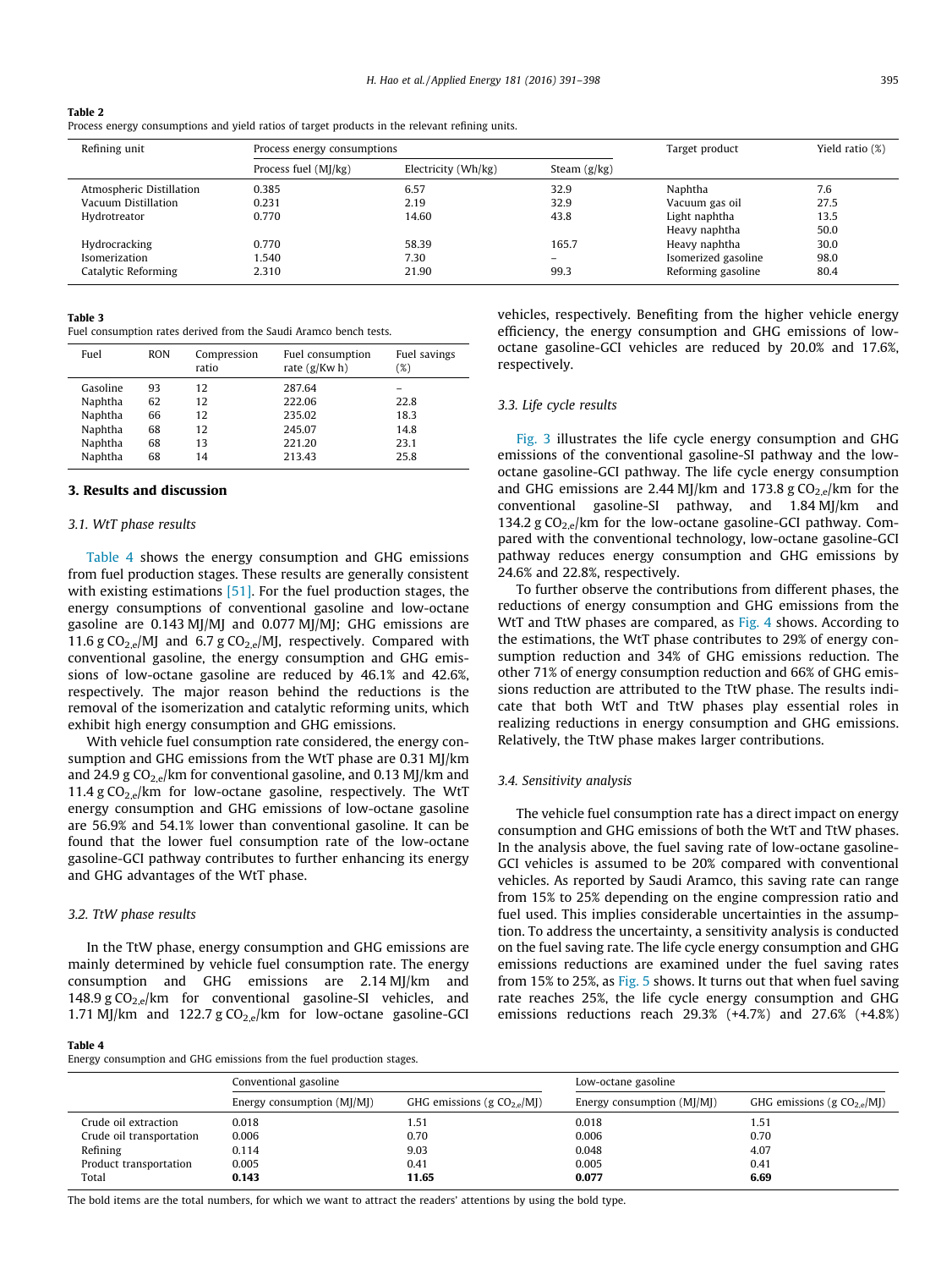Table 2
Process energy consumptions and yield ratios of target products in the relevant refining units.

| Refining unit | Process energy consumptions | | | Target product | Yield ratio (%) |
|---|---|---|---|---|---|
| | Process fuel (MJ/kg) | Electricity (Wh/kg) | Steam (g/kg) | | |
| Atmospheric Distillation | 0.385 | 6.57 | 32.9 | Naphtha | 7.6 |
| Vacuum Distillation | 0.231 | 2.19 | 32.9 | Vacuum gas oil | 27.5 |
| Hydrotreator | 0.770 | 14.60 | 43.8 | Light naphtha | 13.5 |
| | | | | Heavy naphtha | 50.0 |
| Hydrocracking | 0.770 | 58.39 | 165.7 | Heavy naphtha | 30.0 |
| Isomerization | 1.540 | 7.30 | – | Isomerized gasoline | 98.0 |
| Catalytic Reforming | 2.310 | 21.90 | 99.3 | Reforming gasoline | 80.4 |

Table 3
Fuel consumption rates derived from the Saudi Aramco bench tests.

| Fuel | RON | Compression ratio | Fuel consumption rate (g/Kw h) | Fuel savings (%) |
|---|---|---|---|---|
| Gasoline | 93 | 12 | 287.64 | – |
| Naphtha | 62 | 12 | 222.06 | 22.8 |
| Naphtha | 66 | 12 | 235.02 | 18.3 |
| Naphtha | 68 | 12 | 245.07 | 14.8 |
| Naphtha | 68 | 13 | 221.20 | 23.1 |
| Naphtha | 68 | 14 | 213.43 | 25.8 |

## 3. Results and discussion

### 3.1. WtT phase results

Table 4 shows the energy consumption and GHG emissions from fuel production stages. These results are generally consistent with existing estimations [51]. For the fuel production stages, the energy consumptions of conventional gasoline and low-octane gasoline are 0.143 MJ/MJ and 0.077 MJ/MJ; GHG emissions are 11.6 g $CO_{2,e}$/MJ and 6.7 g $CO_{2,e}$/MJ, respectively. Compared with conventional gasoline, the energy consumption and GHG emissions of low-octane gasoline are reduced by 46.1% and 42.6%, respectively. The major reason behind the reductions is the removal of the isomerization and catalytic reforming units, which exhibit high energy consumption and GHG emissions.

With vehicle fuel consumption rate considered, the energy consumption and GHG emissions from the WtT phase are 0.31 MJ/km and 24.9 g $CO_{2,e}$/km for conventional gasoline, and 0.13 MJ/km and 11.4 g $CO_{2,e}$/km for low-octane gasoline, respectively. The WtT energy consumption and GHG emissions of low-octane gasoline are 56.9% and 54.1% lower than conventional gasoline. It can be found that the lower fuel consumption rate of the low-octane gasoline-GCI pathway contributes to further enhancing its energy and GHG advantages of the WtT phase.

### 3.2. TtW phase results

In the TtW phase, energy consumption and GHG emissions are mainly determined by vehicle fuel consumption rate. The energy consumption and GHG emissions are 2.14 MJ/km and 148.9 g $CO_{2,e}$/km for conventional gasoline-SI vehicles, and 1.71 MJ/km and 122.7 g $CO_{2,e}$/km for low-octane gasoline-GCI vehicles, respectively. Benefiting from the higher vehicle energy efficiency, the energy consumption and GHG emissions of low-octane gasoline-GCI vehicles are reduced by 20.0% and 17.6%, respectively.

### 3.3. Life cycle results

Fig. 3 illustrates the life cycle energy consumption and GHG emissions of the conventional gasoline-SI pathway and the low-octane gasoline-GCI pathway. The life cycle energy consumption and GHG emissions are 2.44 MJ/km and 173.8 g $CO_{2,e}$/km for the conventional gasoline-SI pathway, and 1.84 MJ/km and 134.2 g $CO_{2,e}$/km for the low-octane gasoline-GCI pathway. Compared with the conventional technology, low-octane gasoline-GCI pathway reduces energy consumption and GHG emissions by 24.6% and 22.8%, respectively.

To further observe the contributions from different phases, the reductions of energy consumption and GHG emissions from the WtT and TtW phases are compared, as Fig. 4 shows. According to the estimations, the WtT phase contributes to 29% of energy consumption reduction and 34% of GHG emissions reduction. The other 71% of energy consumption reduction and 66% of GHG emissions reduction are attributed to the TtW phase. The results indicate that both WtT and TtW phases play essential roles in realizing reductions in energy consumption and GHG emissions. Relatively, the TtW phase makes larger contributions.

### 3.4. Sensitivity analysis

The vehicle fuel consumption rate has a direct impact on energy consumption and GHG emissions of both the WtT and TtW phases. In the analysis above, the fuel saving rate of low-octane gasoline-GCI vehicles is assumed to be 20% compared with conventional vehicles. As reported by Saudi Aramco, this saving rate can range from 15% to 25% depending on the engine compression ratio and fuel used. This implies considerable uncertainties in the assumption. To address the uncertainty, a sensitivity analysis is conducted on the fuel saving rate. The life cycle energy consumption and GHG emissions reductions are examined under the fuel saving rates from 15% to 25%, as Fig. 5 shows. It turns out that when fuel saving rate reaches 25%, the life cycle energy consumption and GHG emissions reductions reach 29.3% (+4.7%) and 27.6% (+4.8%)

Table 4
Energy consumption and GHG emissions from the fuel production stages.

| | Conventional gasoline | | Low-octane gasoline | |
|---|---|---|---|---|
| | Energy consumption (MJ/MJ) | GHG emissions (g $CO_{2,e}$/MJ) | Energy consumption (MJ/MJ) | GHG emissions (g $CO_{2,e}$/MJ) |
| Crude oil extraction | 0.018 | 1.51 | 0.018 | 1.51 |
| Crude oil transportation | 0.006 | 0.70 | 0.006 | 0.70 |
| Refining | 0.114 | 9.03 | 0.048 | 4.07 |
| Product transportation | 0.005 | 0.41 | 0.005 | 0.41 |
| Total | **0.143** | **11.65** | **0.077** | **6.69** |

The bold items are the total numbers, for which we want to attract the readers' attentions by using the bold type.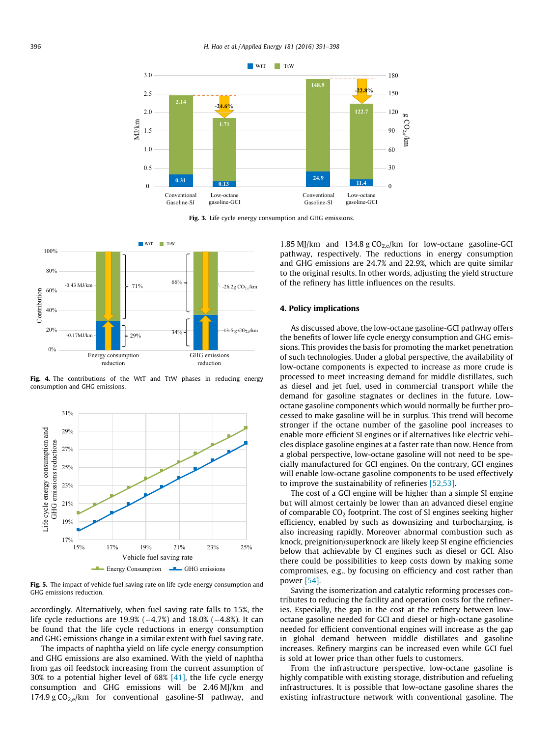Fig. 3. Life cycle energy consumption and GHG emissions.

Fig. 4. The contributions of the WtT and TtW phases in reducing energy consumption and GHG emissions.

Fig. 5. The impact of vehicle fuel saving rate on life cycle energy consumption and GHG emissions reduction.

accordingly. Alternatively, when fuel saving rate falls to 15%, the life cycle reductions are 19.9% (−4.7%) and 18.0% (−4.8%). It can be found that the life cycle reductions in energy consumption and GHG emissions change in a similar extent with fuel saving rate.

The impacts of naphtha yield on life cycle energy consumption and GHG emissions are also examined. With the yield of naphtha from gas oil feedstock increasing from the current assumption of 30% to a potential higher level of 68% [41], the life cycle energy consumption and GHG emissions will be 2.46 MJ/km and 174.9 g $CO_{2,e}$/km for conventional gasoline-SI pathway, and 1.85 MJ/km and 134.8 g $CO_{2,e}$/km for low-octane gasoline-GCI pathway, respectively. The reductions in energy consumption and GHG emissions are 24.7% and 22.9%, which are quite similar to the original results. In other words, adjusting the yield structure of the refinery has little influences on the results.

## 4. Policy implications

As discussed above, the low-octane gasoline-GCI pathway offers the benefits of lower life cycle energy consumption and GHG emissions. This provides the basis for promoting the market penetration of such technologies. Under a global perspective, the availability of low-octane components is expected to increase as more crude is processed to meet increasing demand for middle distillates, such as diesel and jet fuel, used in commercial transport while the demand for gasoline stagnates or declines in the future. Low-octane gasoline components which would normally be further processed to make gasoline will be in surplus. This trend will become stronger if the octane number of the gasoline pool increases to enable more efficient SI engines or if alternatives like electric vehicles displace gasoline engines at a faster rate than now. Hence from a global perspective, low-octane gasoline will not need to be specially manufactured for GCI engines. On the contrary, GCI engines will enable low-octane gasoline components to be used effectively to improve the sustainability of refineries [52,53].

The cost of a GCI engine will be higher than a simple SI engine but will almost certainly be lower than an advanced diesel engine of comparable $CO_2$ footprint. The cost of SI engines seeking higher efficiency, enabled by such as downsizing and turbocharging, is also increasing rapidly. Moreover abnormal combustion such as knock, preignition/superknock are likely keep SI engine efficiencies below that achievable by CI engines such as diesel or GCI. Also there could be possibilities to keep costs down by making some compromises, e.g., by focusing on efficiency and cost rather than power [54].

Saving the isomerization and catalytic reforming processes contributes to reducing the facility and operation costs for the refineries. Especially, the gap in the cost at the refinery between low-octane gasoline needed for GCI and diesel or high-octane gasoline needed for efficient conventional engines will increase as the gap in global demand between middle distillates and gasoline increases. Refinery margins can be increased even while GCI fuel is sold at lower price than other fuels to customers.

From the infrastructure perspective, low-octane gasoline is highly compatible with existing storage, distribution and refueling infrastructures. It is possible that low-octane gasoline shares the existing infrastructure network with conventional gasoline. The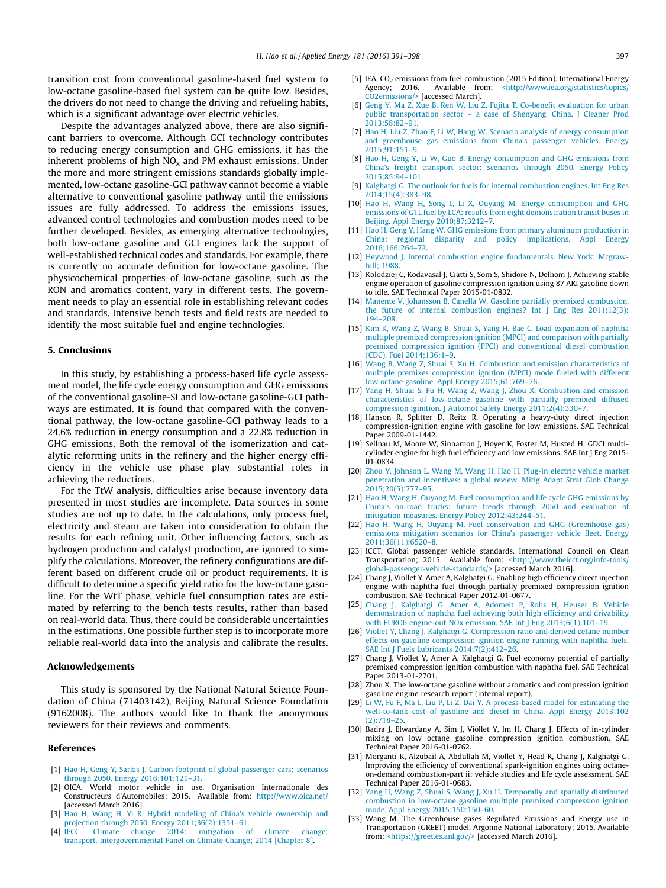transition cost from conventional gasoline-based fuel system to low-octane gasoline-based fuel system can be quite low. Besides, the drivers do not need to change the driving and refueling habits, which is a significant advantage over electric vehicles.

Despite the advantages analyzed above, there are also significant barriers to overcome. Although GCI technology contributes to reducing energy consumption and GHG emissions, it has the inherent problems of high $NO_x$ and PM exhaust emissions. Under the more and more stringent emissions standards globally implemented, low-octane gasoline-GCI pathway cannot become a viable alternative to conventional gasoline pathway until the emissions issues are fully addressed. To address the emissions issues, advanced control technologies and combustion modes need to be further developed. Besides, as emerging alternative technologies, both low-octane gasoline and GCI engines lack the support of well-established technical codes and standards. For example, there is currently no accurate definition for low-octane gasoline. The physicochemical properties of low-octane gasoline, such as the RON and aromatics content, vary in different tests. The government needs to play an essential role in establishing relevant codes and standards. Intensive bench tests and field tests are needed to identify the most suitable fuel and engine technologies.

## 5. Conclusions

In this study, by establishing a process-based life cycle assessment model, the life cycle energy consumption and GHG emissions of the conventional gasoline-SI and low-octane gasoline-GCI pathways are estimated. It is found that compared with the conventional pathway, the low-octane gasoline-GCI pathway leads to a 24.6% reduction in energy consumption and a 22.8% reduction in GHG emissions. Both the removal of the isomerization and catalytic reforming units in the refinery and the higher energy efficiency in the vehicle use phase play substantial roles in achieving the reductions.

For the TtW analysis, difficulties arise because inventory data presented in most studies are incomplete. Data sources in some studies are not up to date. In the calculations, only process fuel, electricity and steam are taken into consideration to obtain the results for each refining unit. Other influencing factors, such as hydrogen production and catalyst production, are ignored to simplify the calculations. Moreover, the refinery configurations are different based on different crude oil or product requirements. It is difficult to determine a specific yield ratio for the low-octane gasoline. For the WtT phase, vehicle fuel consumption rates are estimated by referring to the bench tests results, rather than based on real-world data. Thus, there could be considerable uncertainties in the estimations. One possible further step is to incorporate more reliable real-world data into the analysis and calibrate the results.

## Acknowledgements

This study is sponsored by the National Natural Science Foundation of China (71403142), Beijing Natural Science Foundation (9162008). The authors would like to thank the anonymous reviewers for their reviews and comments.

## References

[1] Hao H, Geng Y, Sarkis J. Carbon footprint of global passenger cars: scenarios through 2050. Energy 2016;101:121–31.

[2] OICA. World motor vehicle in use. Organisation Internationale des Constructeurs d'Automobiles; 2015. Available from: http://www.oica.net/ [accessed March 2016].

[3] Hao H, Wang H, Yi R. Hybrid modeling of China's vehicle ownership and projection through 2050. Energy 2011;36(2):1351–61.

[4] IPCC. Climate change 2014: mitigation of climate change: transport. Intergovernmental Panel on Climate Change; 2014 [Chapter 8].

[5] IEA. $CO_2$ emissions from fuel combustion (2015 Edition). International Energy Agency; 2016. Available from: <http://www.iea.org/statistics/topics/CO2emissions/> [accessed March].

[6] Geng Y, Ma Z, Xue B, Ren W, Liu Z, Fujita T. Co-benefit evaluation for urban public transportation sector – a case of Shenyang, China. J Cleaner Prod 2013;58:82–91.

[7] Hao H, Liu Z, Zhao F, Li W, Hang W. Scenario analysis of energy consumption and greenhouse gas emissions from China's passenger vehicles. Energy 2015;91:151–9.

[8] Hao H, Geng Y, Li W, Guo B. Energy consumption and GHG emissions from China's freight transport sector: scenarios through 2050. Energy Policy 2015;85:94–101.

[9] Kalghatgi G. The outlook for fuels for internal combustion engines. Int Eng Res 2014;15(4):383–98.

[10] Hao H, Wang H, Song L, Li X, Ouyang M. Energy consumption and GHG emissions of GTL fuel by LCA: results from eight demonstration transit buses in Beijing. Appl Energy 2010;87:3212–7.

[11] Hao H, Geng Y, Hang W. GHG emissions from primary aluminum production in China: regional disparity and policy implications. Appl Energy 2016;166:264–72.

[12] Heywood J. Internal combustion engine fundamentals. New York: Mcgraw-hill; 1988.

[13] Kolodziej C, Kodavasal J, Ciatti S, Som S, Shidore N, Delhom J. Achieving stable engine operation of gasoline compression ignition using 87 AKI gasoline down to idle. SAE Technical Paper 2015-01-0832.

[14] Manente V, Johansson B, Canella W. Gasoline partially premixed combustion, the future of internal combustion engines? Int J Eng Res 2011;12(3): 194–208.

[15] Kim K, Wang Z, Wang B, Shuai S, Yang H, Bae C. Load expansion of naphtha multiple premixed compression ignition (MPCI) and comparison with partially premixed compression ignition (PPCI) and conventional diesel combustion (CDC). Fuel 2014;136:1–9.

[16] Wang B, Wang Z, Shuai S, Xu H. Combustion and emission characteristics of multiple premixes compression ignition (MPCI) mode fueled with different low octane gasoline. Appl Energy 2015;61:769–76.

[17] Yang H, Shuai S, Fu H, Wang Z, Wang J, Zhou X. Combustion and emission characteristics of low-octane gasoline with partially premixed diffused compression ignition. J Automot Safety Energy 2011;2(4):330–7.

[18] Hanson R, Splitter D, Reitz R. Operating a heavy-duty direct injection compression-ignition engine with gasoline for low emissions. SAE Technical Paper 2009-01-1442.

[19] Sellnau M, Moore W, Sinnamon J, Hoyer K, Foster M, Husted H. GDCI multi-cylinder engine for high fuel efficiency and low emissions. SAE Int J Eng 2015-01-0834.

[20] Zhou Y, Johnson L, Wang M, Wang H, Hao H. Plug-in electric vehicle market penetration and incentives: a global review. Mitig Adapt Strat Glob Change 2015;20(5):777–95.

[21] Hao H, Wang H, Ouyang M. Fuel consumption and life cycle GHG emissions by China's on-road trucks: future trends through 2050 and evaluation of mitigation measures. Energy Policy 2012;43:244–51.

[22] Hao H, Wang H, Ouyang M. Fuel conservation and GHG (Greenhouse gas) emissions mitigation scenarios for China's passenger vehicle fleet. Energy 2011;36(11):6520–8.

[23] ICCT. Global passenger vehicle standards. International Council on Clean Transportation; 2015. Available from: <http://www.theicct.org/info-tools/global-passenger-vehicle-standards/> [accessed March 2016].

[24] Chang J, Viollet Y, Amer A, Kalghatgi G. Enabling high efficiency direct injection engine with naphtha fuel through partially premixed compression ignition combustion. SAE Technical Paper 2012-01-0677.

[25] Chang J, Kalghatgi G, Amer A, Adomeit P, Rohs H, Heuser B. Vehicle demonstration of naphtha fuel achieving both high efficiency and drivability with EURO6 engine-out NOx emission. SAE Int J Eng 2013;6(1):101–19.

[26] Viollet Y, Chang J, Kalghatgi G. Compression ratio and derived cetane number effects on gasoline compression ignition engine running with naphtha fuels. SAE Int J Fuels Lubricants 2014;7(2):412–26.

[27] Chang J, Viollet Y, Amer A, Kalghatgi G. Fuel economy potential of partially premixed compression ignition combustion with naphtha fuel. SAE Technical Paper 2013-01-2701.

[28] Zhou X. The low-octane gasoline without aromatics and compression ignition gasoline engine research report (internal report).

[29] Li W, Fu F, Ma L, Liu P, Li Z, Dai Y. A process-based model for estimating the well-to-tank cost of gasoline and diesel in China. Appl Energy 2013;102 (2):718–25.

[30] Badra J, Elwardany A, Sim J, Viollet Y, Im H, Chang J. Effects of in-cylinder mixing on low octane gasoline compression ignition combustion. SAE Technical Paper 2016-01-0762.

[31] Morganti K, Alzubail A, Abdullah M, Viollet Y, Head R, Chang J, Kalghatgi G. Improving the efficiency of conventional spark-ignition engines using octane-on-demand combustion-part ii: vehicle studies and life cycle assessment. SAE Technical Paper 2016-01-0683.

[32] Yang H, Wang Z, Shuai S, Wang J, Xu H. Temporally and spatially distributed combustion in low-octane gasoline multiple premixed compression ignition mode. Appl Energy 2015;150:150–60.

[33] Wang M. The Greenhouse gases Regulated Emissions and Energy use in Transportation (GREET) model. Argonne National Laboratory; 2015. Available from: <https://greet.es.anl.gov/> [accessed March 2016].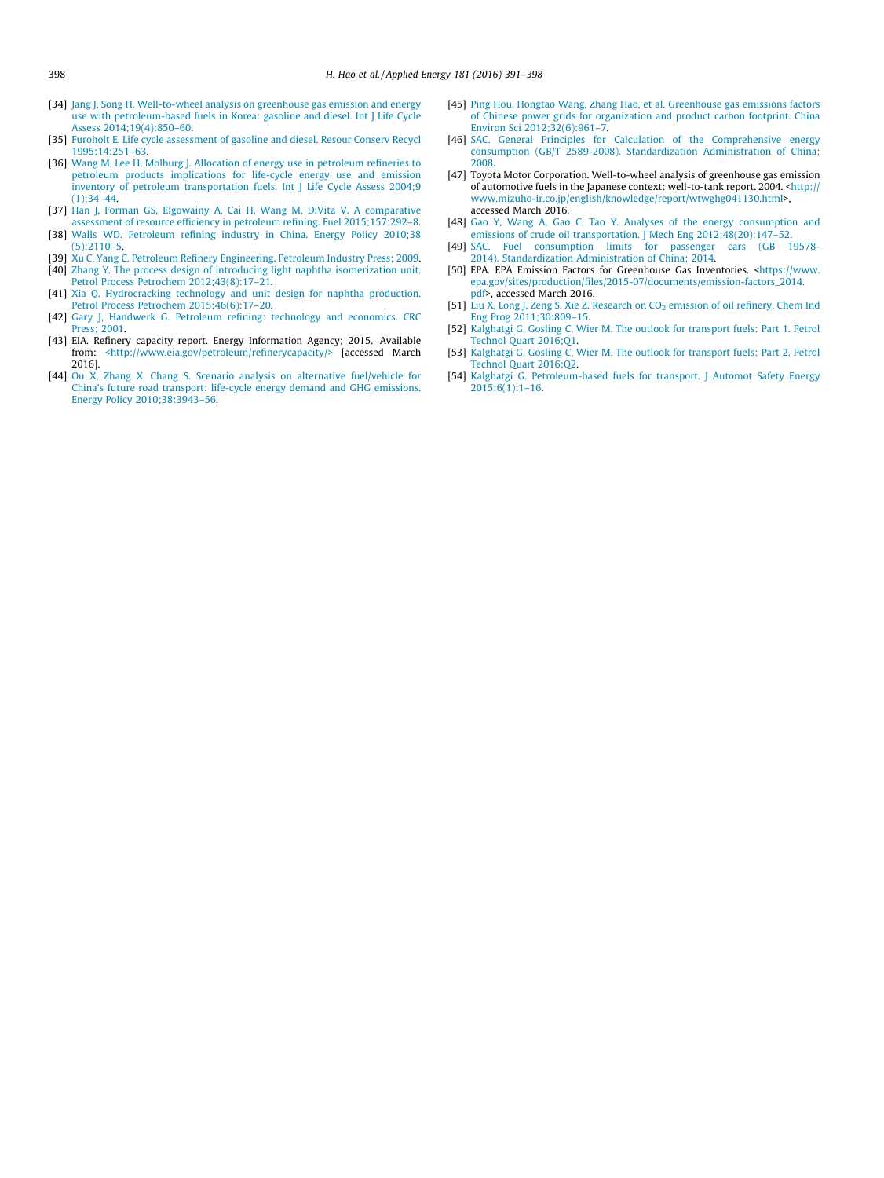[34] Jang J, Song H. Well-to-wheel analysis on greenhouse gas emission and energy use with petroleum-based fuels in Korea: gasoline and diesel. Int J Life Cycle Assess 2014;19(4):850–60.

[35] Furoholt E. Life cycle assessment of gasoline and diesel. Resour Conserv Recycl 1995;14:251–63.

[36] Wang M, Lee H, Molburg J. Allocation of energy use in petroleum refineries to petroleum products implications for life-cycle energy use and emission inventory of petroleum transportation fuels. Int J Life Cycle Assess 2004;9 (1):34–44.

[37] Han J, Forman GS, Elgowainy A, Cai H, Wang M, DiVita V. A comparative assessment of resource efficiency in petroleum refining. Fuel 2015;157:292–8.

[38] Walls WD. Petroleum refining industry in China. Energy Policy 2010;38 (5):2110–5.

[39] Xu C, Yang C. Petroleum Refinery Engineering. Petroleum Industry Press; 2009.

[40] Zhang Y. The process design of introducing light naphtha isomerization unit. Petrol Process Petrochem 2012;43(8):17–21.

[41] Xia Q. Hydrocracking technology and unit design for naphtha production. Petrol Process Petrochem 2015;46(6):17–20.

[42] Gary J, Handwerk G. Petroleum refining: technology and economics. CRC Press; 2001.

[43] EIA. Refinery capacity report. Energy Information Agency; 2015. Available from: <http://www.eia.gov/petroleum/refinerycapacity/> [accessed March 2016].

[44] Ou X, Zhang X, Chang S. Scenario analysis on alternative fuel/vehicle for China's future road transport: life-cycle energy demand and GHG emissions. Energy Policy 2010;38:3943–56.

[45] Ping Hou, Hongtao Wang, Zhang Hao, et al. Greenhouse gas emissions factors of Chinese power grids for organization and product carbon footprint. China Environ Sci 2012;32(6):961–7.

[46] SAC. General Principles for Calculation of the Comprehensive energy consumption (GB/T 2589-2008). Standardization Administration of China; 2008.

[47] Toyota Motor Corporation. Well-to-wheel analysis of greenhouse gas emission of automotive fuels in the Japanese context: well-to-tank report. 2004. <http://www.mizuho-ir.co.jp/english/knowledge/report/wtwghg041130.html>, accessed March 2016.

[48] Gao Y, Wang A, Gao C, Tao Y. Analyses of the energy consumption and emissions of crude oil transportation. J Mech Eng 2012;48(20):147–52.

[49] SAC. Fuel consumption limits for passenger cars (GB 19578-2014). Standardization Administration of China; 2014.

[50] EPA. EPA Emission Factors for Greenhouse Gas Inventories. <https://www.epa.gov/sites/production/files/2015-07/documents/emission-factors_2014.pdf>, accessed March 2016.

[51] Liu X, Long J, Zeng S, Xie Z. Research on $CO_2$ emission of oil refinery. Chem Ind Eng Prog 2011;30:809–15.

[52] Kalghatgi G, Gosling C, Wier M. The outlook for transport fuels: Part 1. Petrol Technol Quart 2016;Q1.

[53] Kalghatgi G, Gosling C, Wier M. The outlook for transport fuels: Part 2. Petrol Technol Quart 2016;Q2.

[54] Kalghatgi G. Petroleum-based fuels for transport. J Automot Safety Energy 2015;6(1):1–16.